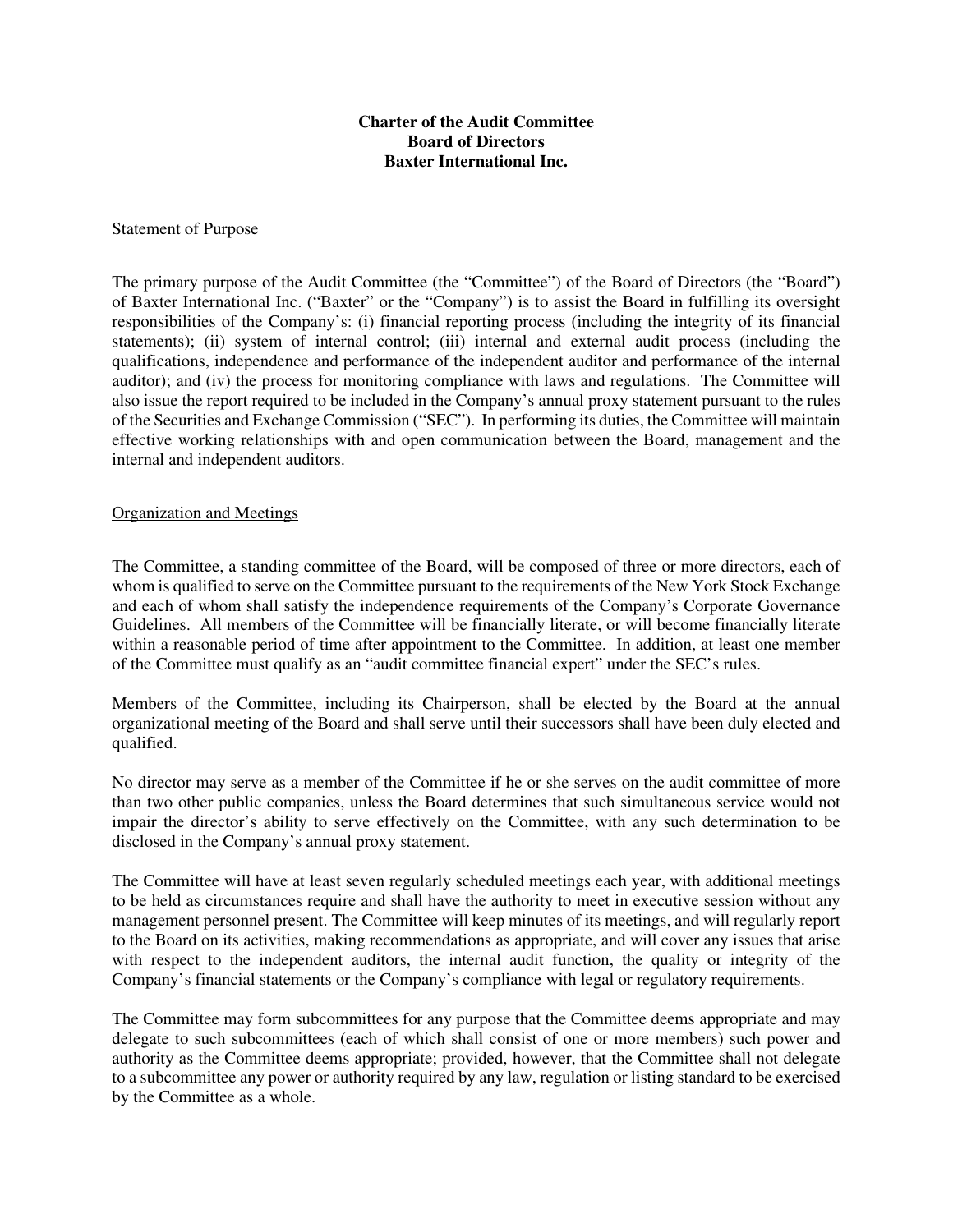# Charter of the Audit Committee
## Board of Directors
## Baxter International Inc.

<u>Statement of Purpose</u>

The primary purpose of the Audit Committee (the "Committee") of the Board of Directors (the "Board") of Baxter International Inc. ("Baxter" or the "Company") is to assist the Board in fulfilling its oversight responsibilities of the Company's: (i) financial reporting process (including the integrity of its financial statements); (ii) system of internal control; (iii) internal and external audit process (including the qualifications, independence and performance of the independent auditor and performance of the internal auditor); and (iv) the process for monitoring compliance with laws and regulations. The Committee will also issue the report required to be included in the Company's annual proxy statement pursuant to the rules of the Securities and Exchange Commission ("SEC"). In performing its duties, the Committee will maintain effective working relationships with and open communication between the Board, management and the internal and independent auditors.

<u>Organization and Meetings</u>

The Committee, a standing committee of the Board, will be composed of three or more directors, each of whom is qualified to serve on the Committee pursuant to the requirements of the New York Stock Exchange and each of whom shall satisfy the independence requirements of the Company's Corporate Governance Guidelines. All members of the Committee will be financially literate, or will become financially literate within a reasonable period of time after appointment to the Committee. In addition, at least one member of the Committee must qualify as an "audit committee financial expert" under the SEC's rules.

Members of the Committee, including its Chairperson, shall be elected by the Board at the annual organizational meeting of the Board and shall serve until their successors shall have been duly elected and qualified.

No director may serve as a member of the Committee if he or she serves on the audit committee of more than two other public companies, unless the Board determines that such simultaneous service would not impair the director's ability to serve effectively on the Committee, with any such determination to be disclosed in the Company's annual proxy statement.

The Committee will have at least seven regularly scheduled meetings each year, with additional meetings to be held as circumstances require and shall have the authority to meet in executive session without any management personnel present. The Committee will keep minutes of its meetings, and will regularly report to the Board on its activities, making recommendations as appropriate, and will cover any issues that arise with respect to the independent auditors, the internal audit function, the quality or integrity of the Company's financial statements or the Company's compliance with legal or regulatory requirements.

The Committee may form subcommittees for any purpose that the Committee deems appropriate and may delegate to such subcommittees (each of which shall consist of one or more members) such power and authority as the Committee deems appropriate; provided, however, that the Committee shall not delegate to a subcommittee any power or authority required by any law, regulation or listing standard to be exercised by the Committee as a whole.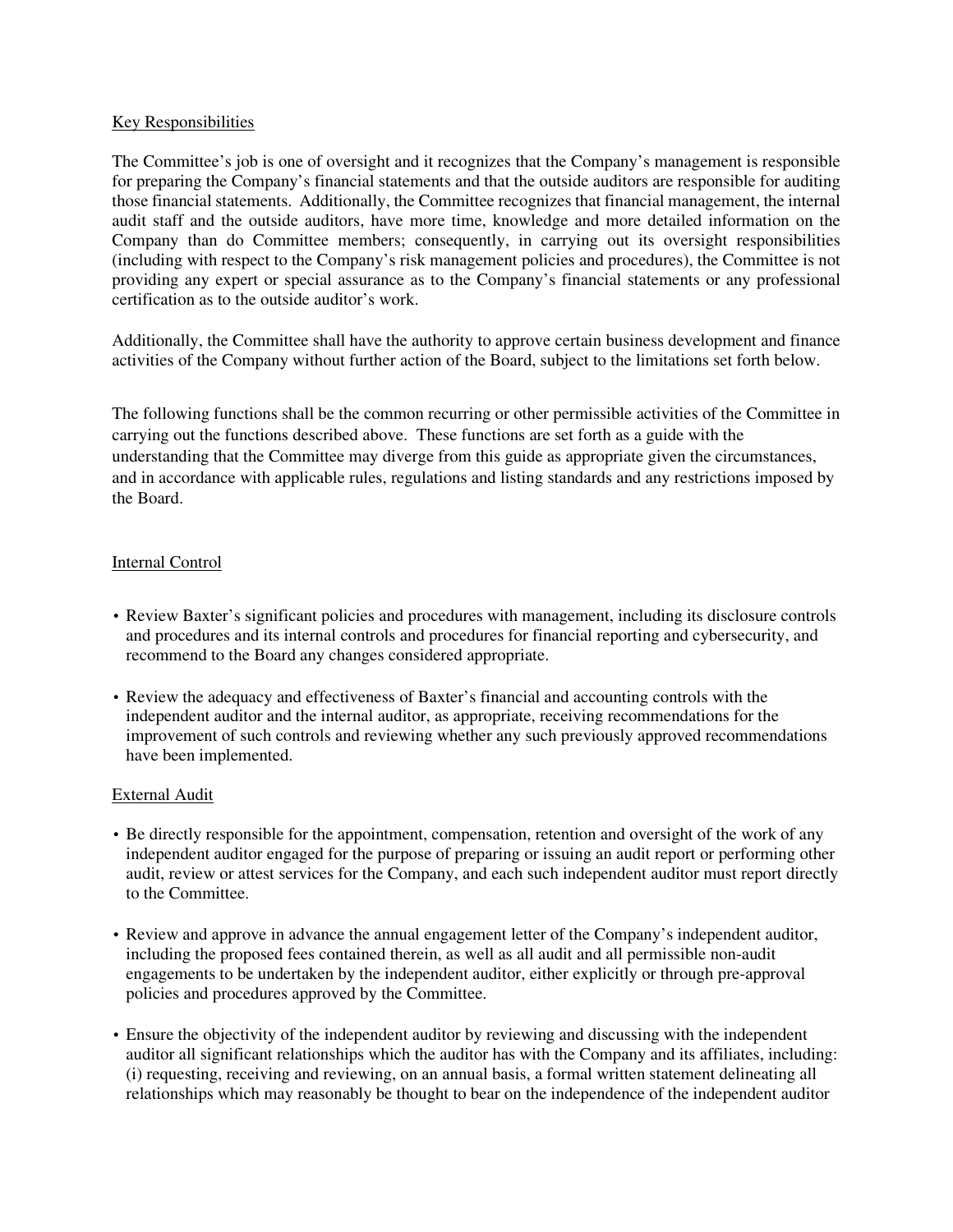## Key Responsibilities

The Committee's job is one of oversight and it recognizes that the Company's management is responsible for preparing the Company's financial statements and that the outside auditors are responsible for auditing those financial statements. Additionally, the Committee recognizes that financial management, the internal audit staff and the outside auditors, have more time, knowledge and more detailed information on the Company than do Committee members; consequently, in carrying out its oversight responsibilities (including with respect to the Company's risk management policies and procedures), the Committee is not providing any expert or special assurance as to the Company's financial statements or any professional certification as to the outside auditor's work.

Additionally, the Committee shall have the authority to approve certain business development and finance activities of the Company without further action of the Board, subject to the limitations set forth below.

The following functions shall be the common recurring or other permissible activities of the Committee in carrying out the functions described above. These functions are set forth as a guide with the understanding that the Committee may diverge from this guide as appropriate given the circumstances, and in accordance with applicable rules, regulations and listing standards and any restrictions imposed by the Board.

## Internal Control

- Review Baxter's significant policies and procedures with management, including its disclosure controls and procedures and its internal controls and procedures for financial reporting and cybersecurity, and recommend to the Board any changes considered appropriate.
- Review the adequacy and effectiveness of Baxter's financial and accounting controls with the independent auditor and the internal auditor, as appropriate, receiving recommendations for the improvement of such controls and reviewing whether any such previously approved recommendations have been implemented.

## External Audit

- Be directly responsible for the appointment, compensation, retention and oversight of the work of any independent auditor engaged for the purpose of preparing or issuing an audit report or performing other audit, review or attest services for the Company, and each such independent auditor must report directly to the Committee.
- Review and approve in advance the annual engagement letter of the Company's independent auditor, including the proposed fees contained therein, as well as all audit and all permissible non-audit engagements to be undertaken by the independent auditor, either explicitly or through pre-approval policies and procedures approved by the Committee.
- Ensure the objectivity of the independent auditor by reviewing and discussing with the independent auditor all significant relationships which the auditor has with the Company and its affiliates, including: (i) requesting, receiving and reviewing, on an annual basis, a formal written statement delineating all relationships which may reasonably be thought to bear on the independence of the independent auditor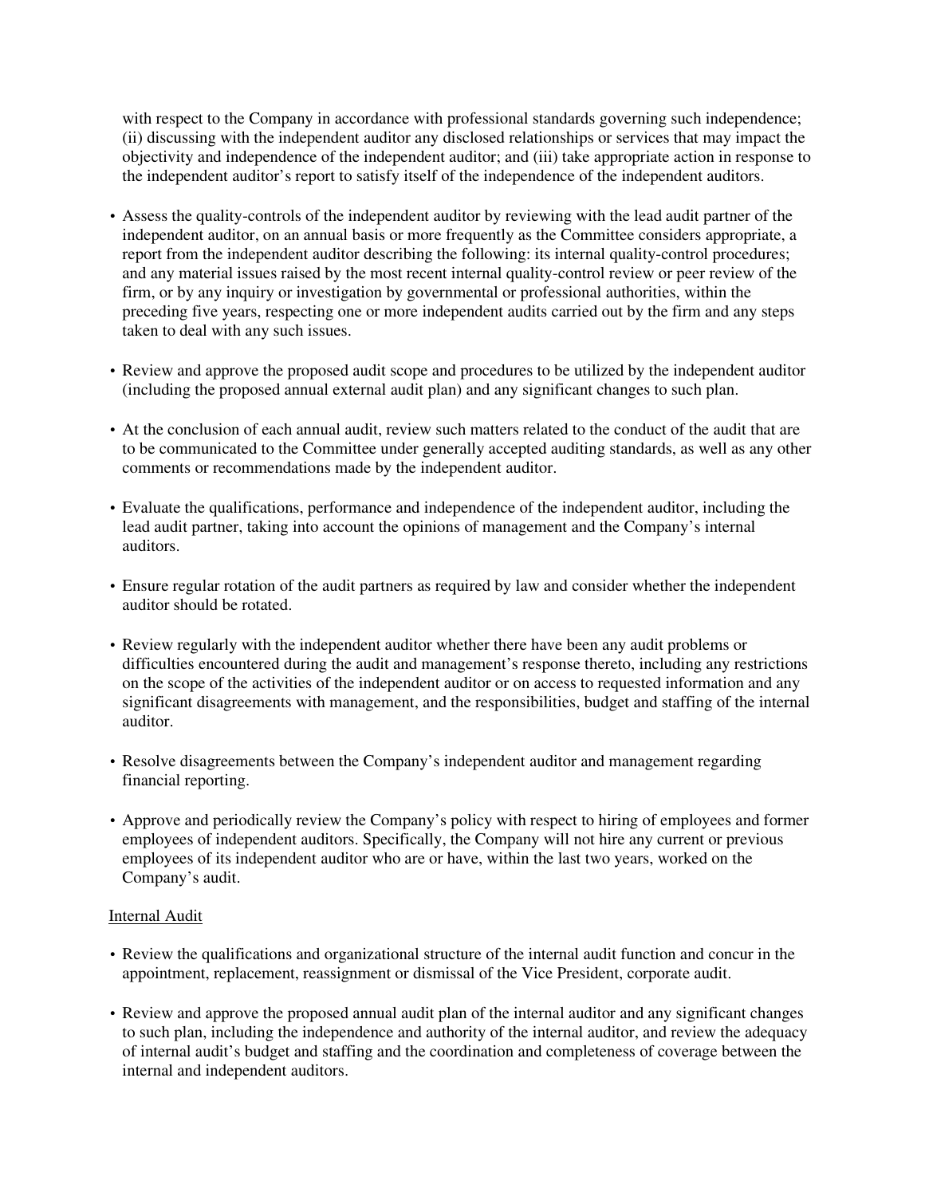with respect to the Company in accordance with professional standards governing such independence; (ii) discussing with the independent auditor any disclosed relationships or services that may impact the objectivity and independence of the independent auditor; and (iii) take appropriate action in response to the independent auditor's report to satisfy itself of the independence of the independent auditors.

- Assess the quality-controls of the independent auditor by reviewing with the lead audit partner of the independent auditor, on an annual basis or more frequently as the Committee considers appropriate, a report from the independent auditor describing the following: its internal quality-control procedures; and any material issues raised by the most recent internal quality-control review or peer review of the firm, or by any inquiry or investigation by governmental or professional authorities, within the preceding five years, respecting one or more independent audits carried out by the firm and any steps taken to deal with any such issues.

- Review and approve the proposed audit scope and procedures to be utilized by the independent auditor (including the proposed annual external audit plan) and any significant changes to such plan.

- At the conclusion of each annual audit, review such matters related to the conduct of the audit that are to be communicated to the Committee under generally accepted auditing standards, as well as any other comments or recommendations made by the independent auditor.

- Evaluate the qualifications, performance and independence of the independent auditor, including the lead audit partner, taking into account the opinions of management and the Company's internal auditors.

- Ensure regular rotation of the audit partners as required by law and consider whether the independent auditor should be rotated.

- Review regularly with the independent auditor whether there have been any audit problems or difficulties encountered during the audit and management's response thereto, including any restrictions on the scope of the activities of the independent auditor or on access to requested information and any significant disagreements with management, and the responsibilities, budget and staffing of the internal auditor.

- Resolve disagreements between the Company's independent auditor and management regarding financial reporting.

- Approve and periodically review the Company's policy with respect to hiring of employees and former employees of independent auditors. Specifically, the Company will not hire any current or previous employees of its independent auditor who are or have, within the last two years, worked on the Company's audit.

Internal Audit

- Review the qualifications and organizational structure of the internal audit function and concur in the appointment, replacement, reassignment or dismissal of the Vice President, corporate audit.

- Review and approve the proposed annual audit plan of the internal auditor and any significant changes to such plan, including the independence and authority of the internal auditor, and review the adequacy of internal audit's budget and staffing and the coordination and completeness of coverage between the internal and independent auditors.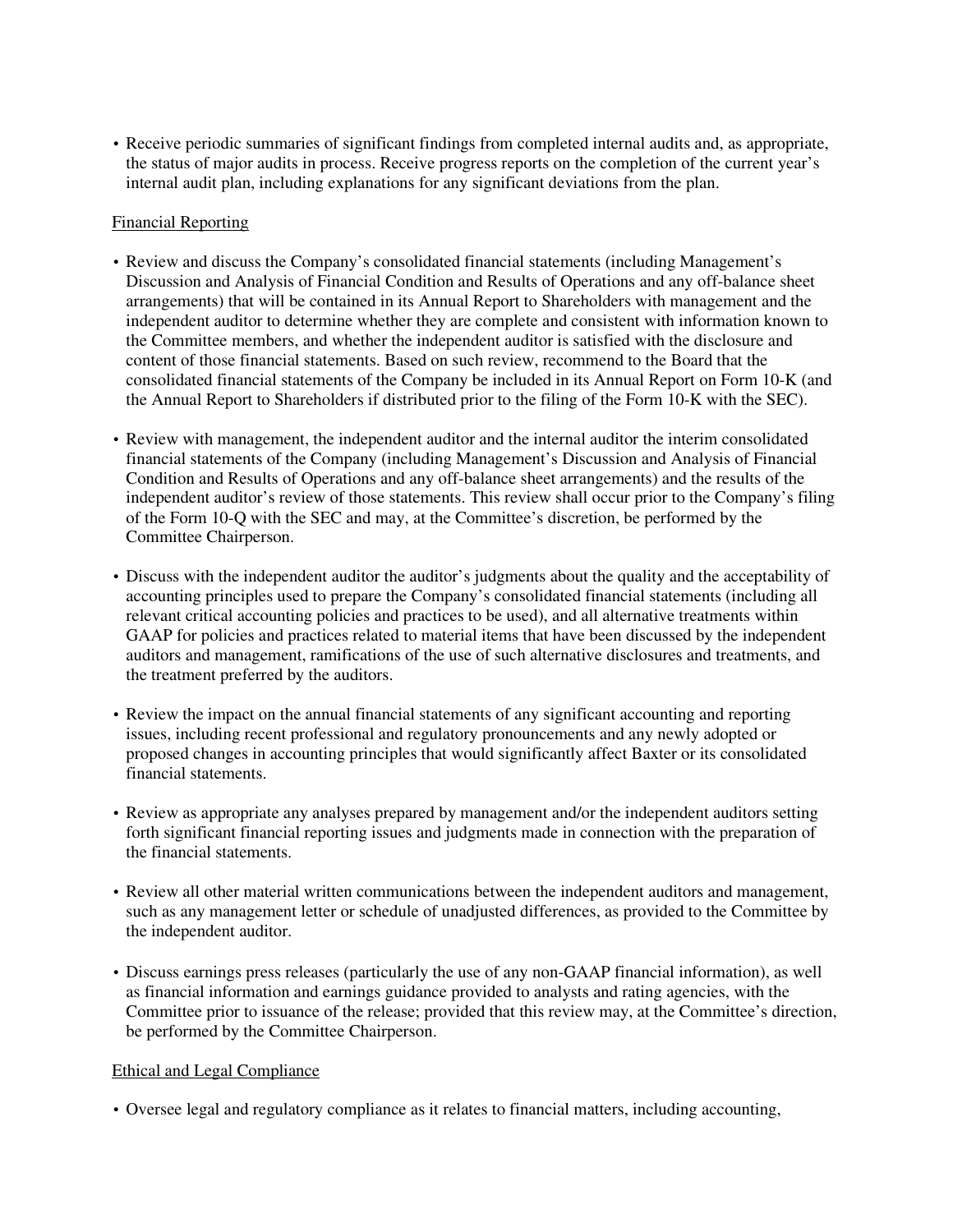- Receive periodic summaries of significant findings from completed internal audits and, as appropriate, the status of major audits in process. Receive progress reports on the completion of the current year's internal audit plan, including explanations for any significant deviations from the plan.

Financial Reporting

- Review and discuss the Company's consolidated financial statements (including Management's Discussion and Analysis of Financial Condition and Results of Operations and any off-balance sheet arrangements) that will be contained in its Annual Report to Shareholders with management and the independent auditor to determine whether they are complete and consistent with information known to the Committee members, and whether the independent auditor is satisfied with the disclosure and content of those financial statements. Based on such review, recommend to the Board that the consolidated financial statements of the Company be included in its Annual Report on Form 10-K (and the Annual Report to Shareholders if distributed prior to the filing of the Form 10-K with the SEC).

- Review with management, the independent auditor and the internal auditor the interim consolidated financial statements of the Company (including Management's Discussion and Analysis of Financial Condition and Results of Operations and any off-balance sheet arrangements) and the results of the independent auditor's review of those statements. This review shall occur prior to the Company's filing of the Form 10-Q with the SEC and may, at the Committee's discretion, be performed by the Committee Chairperson.

- Discuss with the independent auditor the auditor's judgments about the quality and the acceptability of accounting principles used to prepare the Company's consolidated financial statements (including all relevant critical accounting policies and practices to be used), and all alternative treatments within GAAP for policies and practices related to material items that have been discussed by the independent auditors and management, ramifications of the use of such alternative disclosures and treatments, and the treatment preferred by the auditors.

- Review the impact on the annual financial statements of any significant accounting and reporting issues, including recent professional and regulatory pronouncements and any newly adopted or proposed changes in accounting principles that would significantly affect Baxter or its consolidated financial statements.

- Review as appropriate any analyses prepared by management and/or the independent auditors setting forth significant financial reporting issues and judgments made in connection with the preparation of the financial statements.

- Review all other material written communications between the independent auditors and management, such as any management letter or schedule of unadjusted differences, as provided to the Committee by the independent auditor.

- Discuss earnings press releases (particularly the use of any non-GAAP financial information), as well as financial information and earnings guidance provided to analysts and rating agencies, with the Committee prior to issuance of the release; provided that this review may, at the Committee's direction, be performed by the Committee Chairperson.

Ethical and Legal Compliance

- Oversee legal and regulatory compliance as it relates to financial matters, including accounting,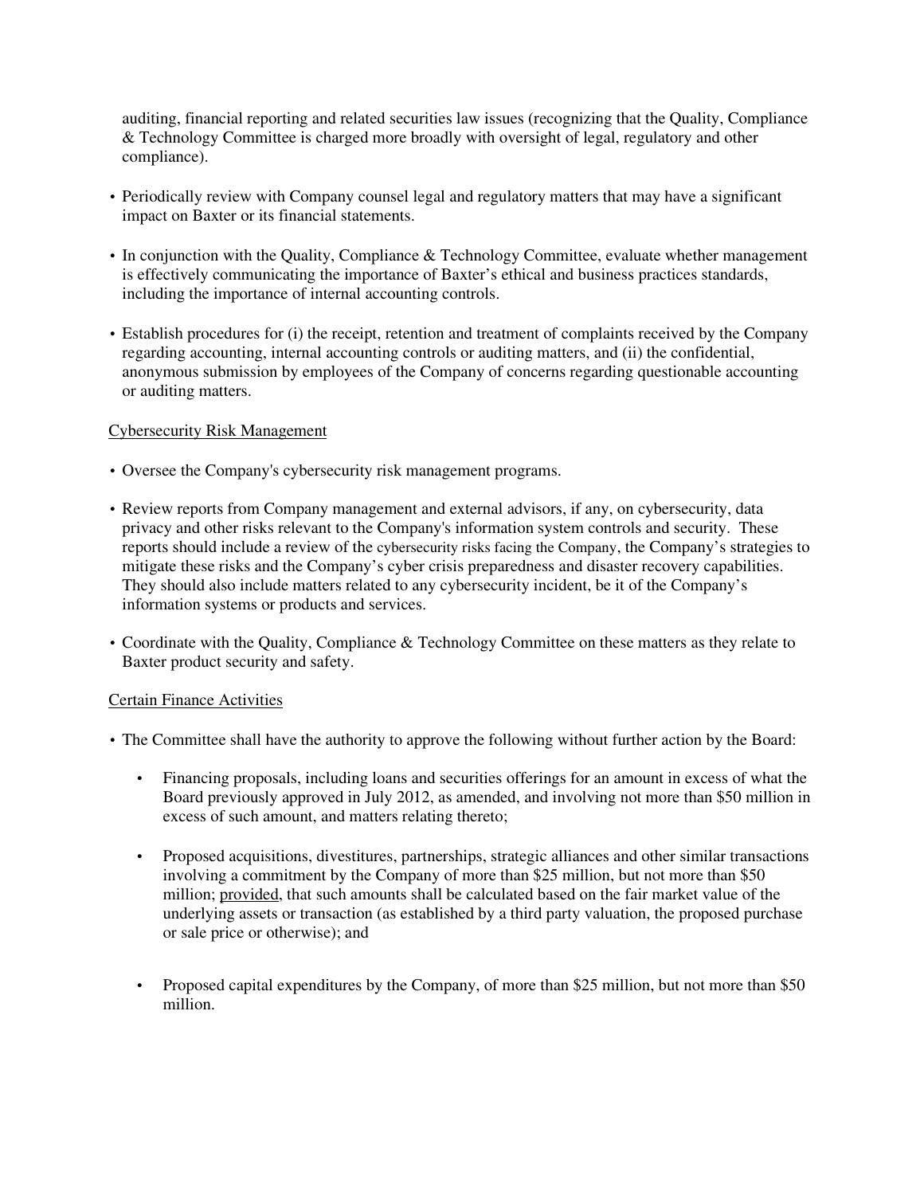auditing, financial reporting and related securities law issues (recognizing that the Quality, Compliance & Technology Committee is charged more broadly with oversight of legal, regulatory and other compliance).

- Periodically review with Company counsel legal and regulatory matters that may have a significant impact on Baxter or its financial statements.

- In conjunction with the Quality, Compliance & Technology Committee, evaluate whether management is effectively communicating the importance of Baxter's ethical and business practices standards, including the importance of internal accounting controls.

- Establish procedures for (i) the receipt, retention and treatment of complaints received by the Company regarding accounting, internal accounting controls or auditing matters, and (ii) the confidential, anonymous submission by employees of the Company of concerns regarding questionable accounting or auditing matters.

<u>Cybersecurity Risk Management</u>

- Oversee the Company's cybersecurity risk management programs.

- Review reports from Company management and external advisors, if any, on cybersecurity, data privacy and other risks relevant to the Company's information system controls and security. These reports should include a review of the cybersecurity risks facing the Company, the Company's strategies to mitigate these risks and the Company's cyber crisis preparedness and disaster recovery capabilities. They should also include matters related to any cybersecurity incident, be it of the Company's information systems or products and services.

- Coordinate with the Quality, Compliance & Technology Committee on these matters as they relate to Baxter product security and safety.

<u>Certain Finance Activities</u>

- The Committee shall have the authority to approve the following without further action by the Board:

  - Financing proposals, including loans and securities offerings for an amount in excess of what the Board previously approved in July 2012, as amended, and involving not more than $50 million in excess of such amount, and matters relating thereto;

  - Proposed acquisitions, divestitures, partnerships, strategic alliances and other similar transactions involving a commitment by the Company of more than $25 million, but not more than $50 million; <u>provided</u>, that such amounts shall be calculated based on the fair market value of the underlying assets or transaction (as established by a third party valuation, the proposed purchase or sale price or otherwise); and

  - Proposed capital expenditures by the Company, of more than $25 million, but not more than $50 million.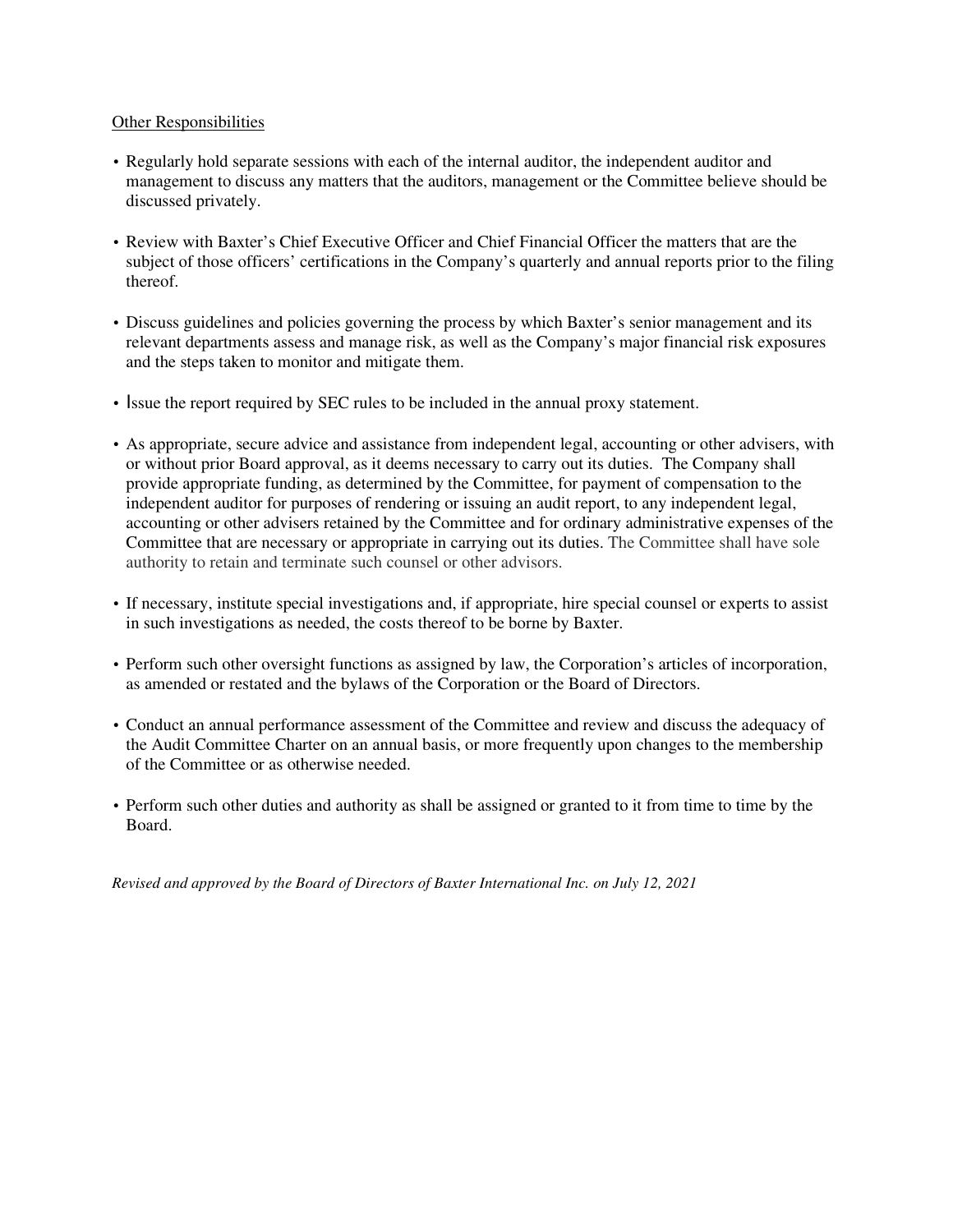Other Responsibilities

- Regularly hold separate sessions with each of the internal auditor, the independent auditor and management to discuss any matters that the auditors, management or the Committee believe should be discussed privately.

- Review with Baxter's Chief Executive Officer and Chief Financial Officer the matters that are the subject of those officers' certifications in the Company's quarterly and annual reports prior to the filing thereof.

- Discuss guidelines and policies governing the process by which Baxter's senior management and its relevant departments assess and manage risk, as well as the Company's major financial risk exposures and the steps taken to monitor and mitigate them.

- Issue the report required by SEC rules to be included in the annual proxy statement.

- As appropriate, secure advice and assistance from independent legal, accounting or other advisers, with or without prior Board approval, as it deems necessary to carry out its duties. The Company shall provide appropriate funding, as determined by the Committee, for payment of compensation to the independent auditor for purposes of rendering or issuing an audit report, to any independent legal, accounting or other advisers retained by the Committee and for ordinary administrative expenses of the Committee that are necessary or appropriate in carrying out its duties. The Committee shall have sole authority to retain and terminate such counsel or other advisors.

- If necessary, institute special investigations and, if appropriate, hire special counsel or experts to assist in such investigations as needed, the costs thereof to be borne by Baxter.

- Perform such other oversight functions as assigned by law, the Corporation's articles of incorporation, as amended or restated and the bylaws of the Corporation or the Board of Directors.

- Conduct an annual performance assessment of the Committee and review and discuss the adequacy of the Audit Committee Charter on an annual basis, or more frequently upon changes to the membership of the Committee or as otherwise needed.

- Perform such other duties and authority as shall be assigned or granted to it from time to time by the Board.

*Revised and approved by the Board of Directors of Baxter International Inc. on July 12, 2021*